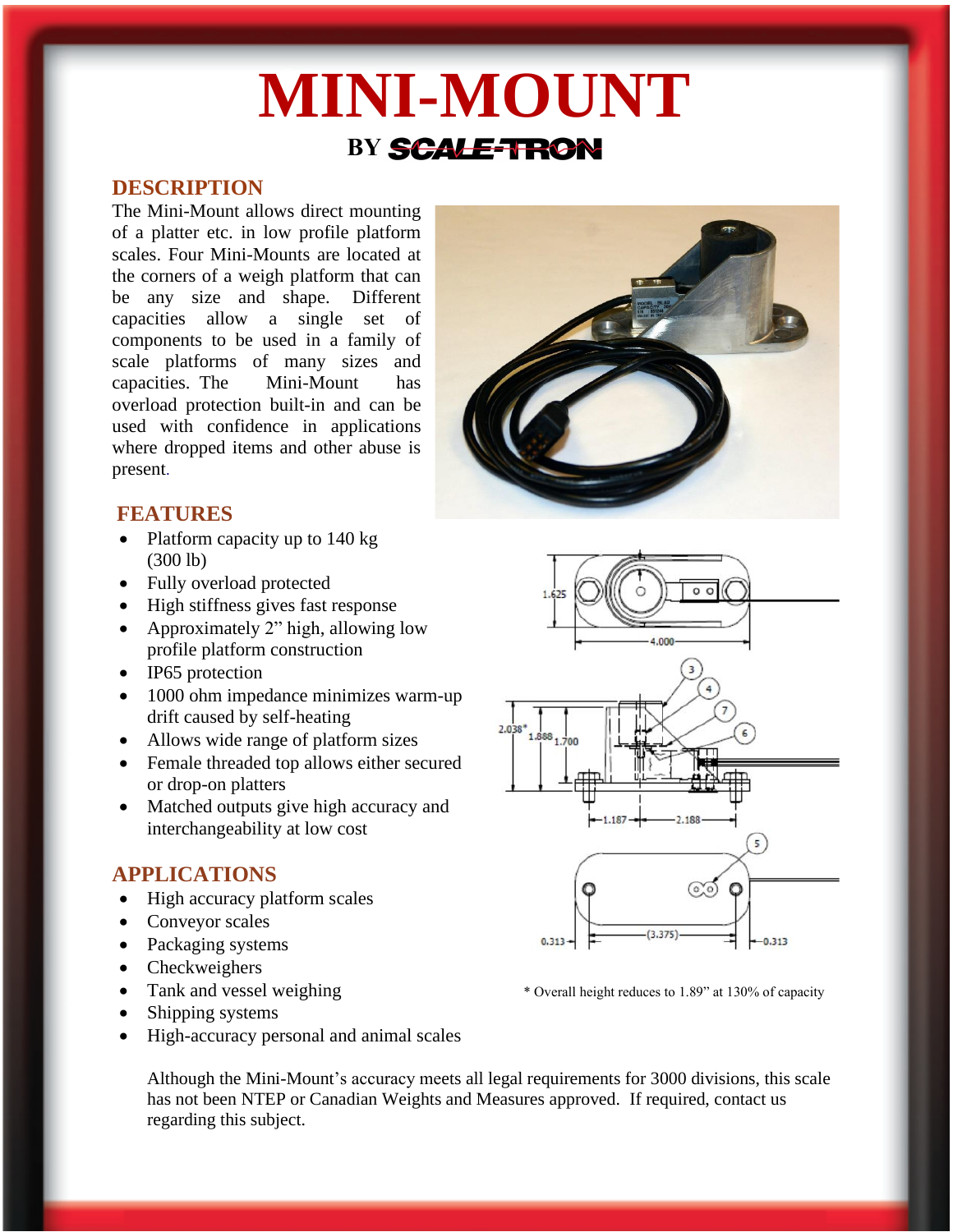# MINI-MOUNT

**BY SCALE-TRON**

## DESCRIPTION

The Mini-Mount allows direct mounting of a platter etc. in low profile platform scales. Four Mini-Mounts are located at the corners of a weigh platform that can be any size and shape. Different capacities allow a single set of components to be used in a family of scale platforms of many sizes and capacities. The Mini-Mount has overload protection built-in and can be used with confidence in applications where dropped items and other abuse is present.

## FEATURES

- Platform capacity up to 140 kg (300 lb)
- Fully overload protected
- High stiffness gives fast response
- Approximately 2" high, allowing low profile platform construction
- IP65 protection
- 1000 ohm impedance minimizes warm-up drift caused by self-heating
- Allows wide range of platform sizes
- Female threaded top allows either secured or drop-on platters
- Matched outputs give high accuracy and interchangeability at low cost

## APPLICATIONS

- High accuracy platform scales
- Conveyor scales
- Packaging systems
- Checkweighers
- Tank and vessel weighing
- Shipping systems
- High-accuracy personal and animal scales

\* Overall height reduces to 1.89" at 130% of capacity

Although the Mini-Mount's accuracy meets all legal requirements for 3000 divisions, this scale has not been NTEP or Canadian Weights and Measures approved. If required, contact us regarding this subject.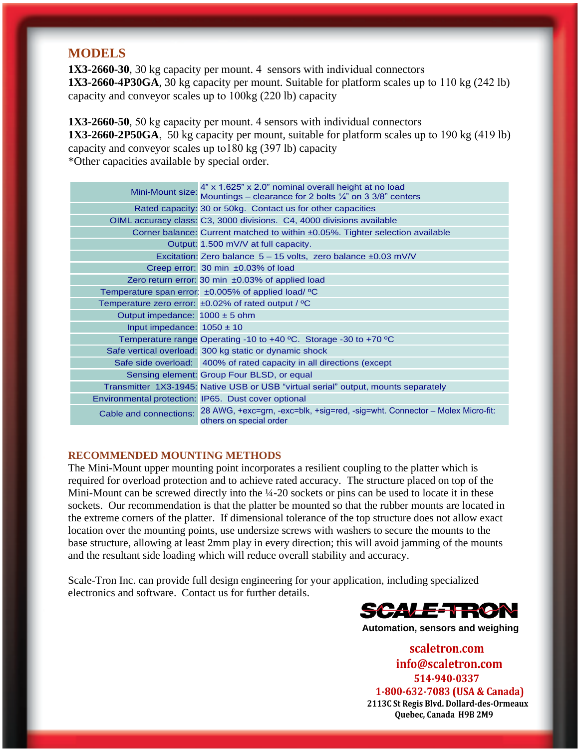## MODELS

**1X3-2660-30**, 30 kg capacity per mount. 4 sensors with individual connectors
**1X3-2660-4P30GA**, 30 kg capacity per mount. Suitable for platform scales up to 110 kg (242 lb) capacity and conveyor scales up to 100kg (220 lb) capacity

**1X3-2660-50**, 50 kg capacity per mount. 4 sensors with individual connectors
**1X3-2660-2P50GA**, 50 kg capacity per mount, suitable for platform scales up to 190 kg (419 lb) capacity and conveyor scales up to180 kg (397 lb) capacity
*Other capacities available by special order.

| | |
|---|---|
| Mini-Mount size: | 4" x 1.625" x 2.0" nominal overall height at no load<br>Mountings – clearance for 2 bolts ¼" on 3 3/8" centers |
| Rated capacity: | 30 or 50kg. Contact us for other capacities |
| OIML accuracy class: | C3, 3000 divisions. C4, 4000 divisions available |
| Corner balance: | Current matched to within ±0.05%. Tighter selection available |
| Output: | 1.500 mV/V at full capacity. |
| Excitation: | Zero balance 5 – 15 volts, zero balance ±0.03 mV/V |
| Creep error: | 30 min ±0.03% of load |
| Zero return error: | 30 min ±0.03% of applied load |
| Temperature span error: | ±0.005% of applied load/ ºC |
| Temperature zero error: | ±0.02% of rated output / ºC |
| Output impedance: | 1000 ± 5 ohm |
| Input impedance: | 1050 ± 10 |
| Temperature range | Operating -10 to +40 ºC. Storage -30 to +70 ºC |
| Safe vertical overload: | 300 kg static or dynamic shock |
| Safe side overload: | 400% of rated capacity in all directions (except |
| Sensing element: | Group Four BLSD, or equal |
| Transmitter 1X3-1945: | Native USB or USB "virtual serial" output, mounts separately |
| Environmental protection: | IP65. Dust cover optional |
| Cable and connections: | 28 AWG, +exc=grn, -exc=blk, +sig=red, -sig=wht. Connector – Molex Micro-fit: others on special order |

## RECOMMENDED MOUNTING METHODS

The Mini-Mount upper mounting point incorporates a resilient coupling to the platter which is required for overload protection and to achieve rated accuracy. The structure placed on top of the Mini-Mount can be screwed directly into the ¼-20 sockets or pins can be used to locate it in these sockets. Our recommendation is that the platter be mounted so that the rubber mounts are located in the extreme corners of the platter. If dimensional tolerance of the top structure does not allow exact location over the mounting points, use undersize screws with washers to secure the mounts to the base structure, allowing at least 2mm play in every direction; this will avoid jamming of the mounts and the resultant side loading which will reduce overall stability and accuracy.

Scale-Tron Inc. can provide full design engineering for your application, including specialized electronics and software. Contact us for further details.

**SCALE-TRON**
**Automation, sensors and weighing**

scaletron.com
info@scaletron.com
514-940-0337
1-800-632-7083 (USA & Canada)
2113C St Regis Blvd. Dollard-des-Ormeaux
Quebec, Canada H9B 2M9